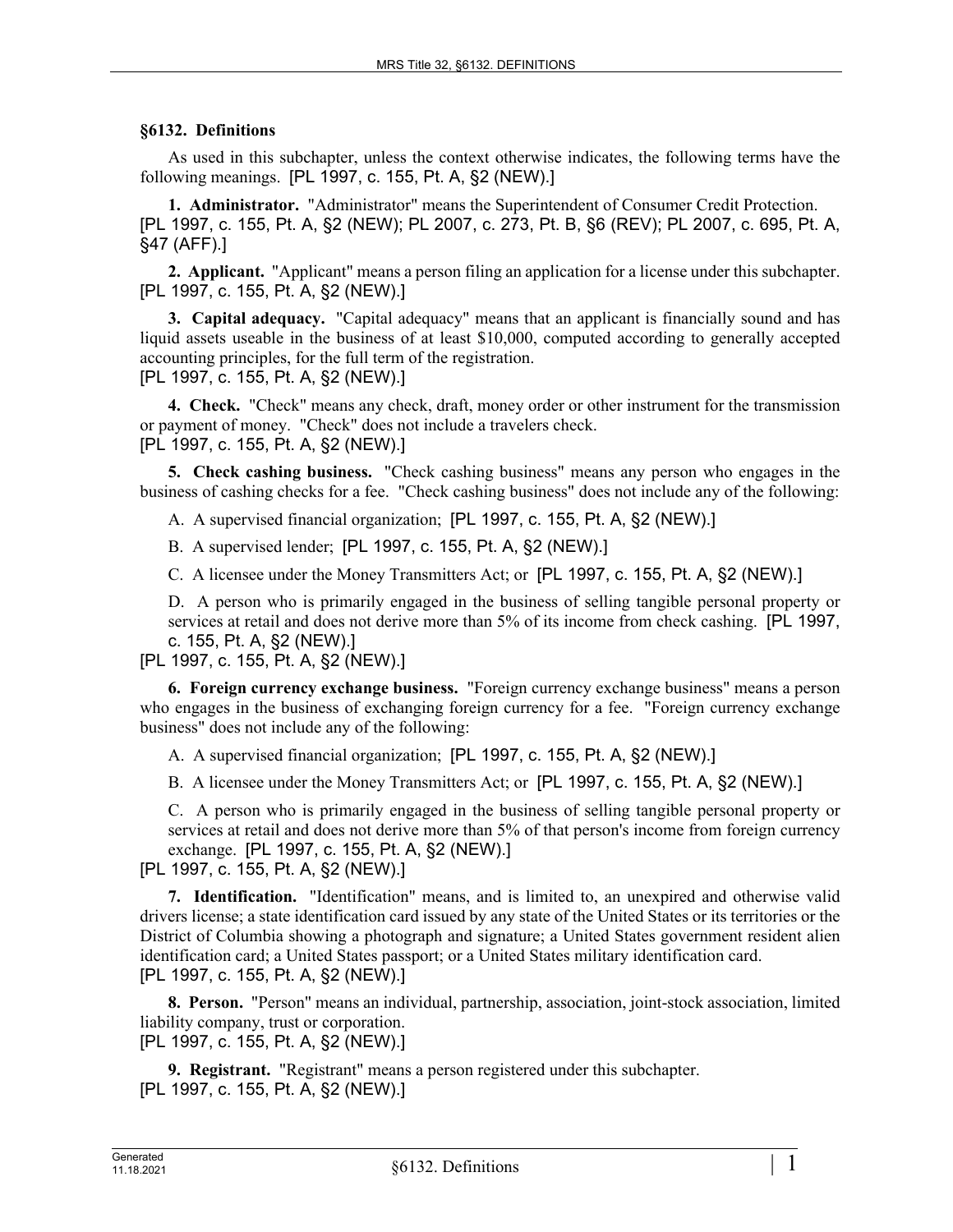# §6132. Definitions

As used in this subchapter, unless the context otherwise indicates, the following terms have the following meanings. [PL 1997, c. 155, Pt. A, §2 (NEW).]

**1. Administrator.** "Administrator" means the Superintendent of Consumer Credit Protection. [PL 1997, c. 155, Pt. A, §2 (NEW); PL 2007, c. 273, Pt. B, §6 (REV); PL 2007, c. 695, Pt. A, §47 (AFF).]

**2. Applicant.** "Applicant" means a person filing an application for a license under this subchapter. [PL 1997, c. 155, Pt. A, §2 (NEW).]

**3. Capital adequacy.** "Capital adequacy" means that an applicant is financially sound and has liquid assets useable in the business of at least $10,000, computed according to generally accepted accounting principles, for the full term of the registration.
[PL 1997, c. 155, Pt. A, §2 (NEW).]

**4. Check.** "Check" means any check, draft, money order or other instrument for the transmission or payment of money. "Check" does not include a travelers check.
[PL 1997, c. 155, Pt. A, §2 (NEW).]

**5. Check cashing business.** "Check cashing business" means any person who engages in the business of cashing checks for a fee. "Check cashing business" does not include any of the following:

A. A supervised financial organization; [PL 1997, c. 155, Pt. A, §2 (NEW).]

B. A supervised lender; [PL 1997, c. 155, Pt. A, §2 (NEW).]

C. A licensee under the Money Transmitters Act; or [PL 1997, c. 155, Pt. A, §2 (NEW).]

D. A person who is primarily engaged in the business of selling tangible personal property or services at retail and does not derive more than 5% of its income from check cashing. [PL 1997, c. 155, Pt. A, §2 (NEW).]

[PL 1997, c. 155, Pt. A, §2 (NEW).]

**6. Foreign currency exchange business.** "Foreign currency exchange business" means a person who engages in the business of exchanging foreign currency for a fee. "Foreign currency exchange business" does not include any of the following:

A. A supervised financial organization; [PL 1997, c. 155, Pt. A, §2 (NEW).]

B. A licensee under the Money Transmitters Act; or [PL 1997, c. 155, Pt. A, §2 (NEW).]

C. A person who is primarily engaged in the business of selling tangible personal property or services at retail and does not derive more than 5% of that person's income from foreign currency exchange. [PL 1997, c. 155, Pt. A, §2 (NEW).]

[PL 1997, c. 155, Pt. A, §2 (NEW).]

**7. Identification.** "Identification" means, and is limited to, an unexpired and otherwise valid drivers license; a state identification card issued by any state of the United States or its territories or the District of Columbia showing a photograph and signature; a United States government resident alien identification card; a United States passport; or a United States military identification card.
[PL 1997, c. 155, Pt. A, §2 (NEW).]

**8. Person.** "Person" means an individual, partnership, association, joint-stock association, limited liability company, trust or corporation.
[PL 1997, c. 155, Pt. A, §2 (NEW).]

**9. Registrant.** "Registrant" means a person registered under this subchapter.
[PL 1997, c. 155, Pt. A, §2 (NEW).]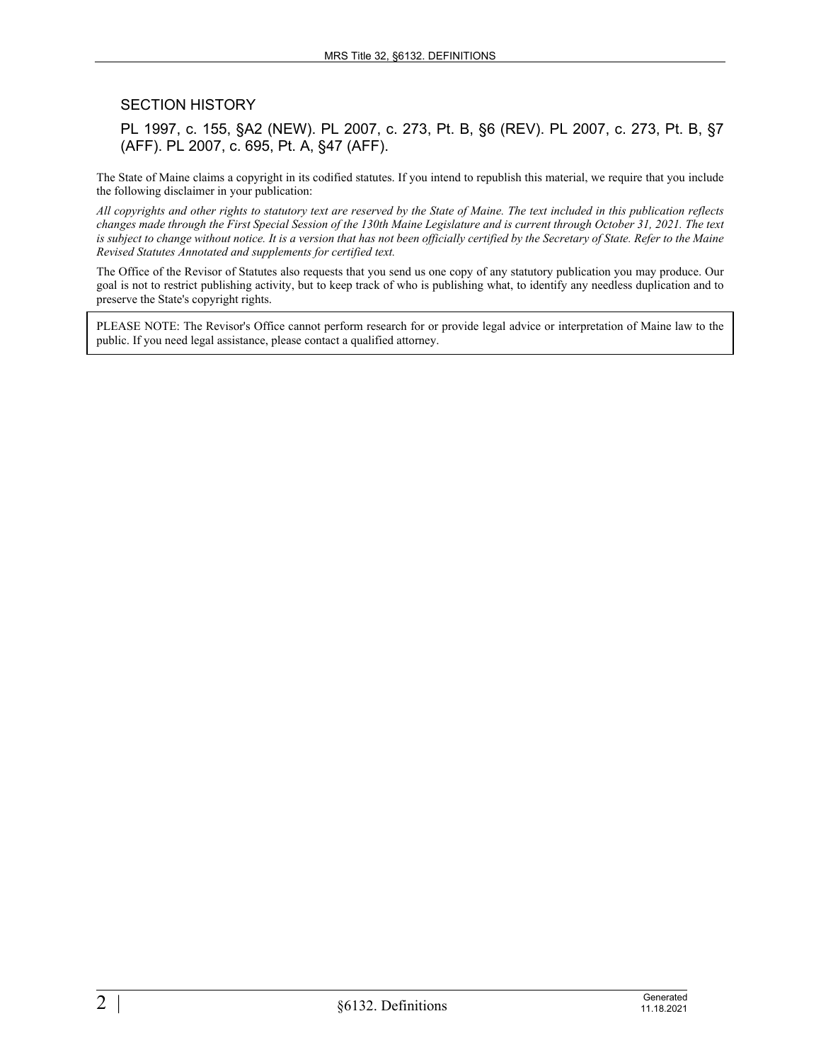## SECTION HISTORY

PL 1997, c. 155, §A2 (NEW). PL 2007, c. 273, Pt. B, §6 (REV). PL 2007, c. 273, Pt. B, §7 (AFF). PL 2007, c. 695, Pt. A, §47 (AFF).

The State of Maine claims a copyright in its codified statutes. If you intend to republish this material, we require that you include the following disclaimer in your publication:

*All copyrights and other rights to statutory text are reserved by the State of Maine. The text included in this publication reflects changes made through the First Special Session of the 130th Maine Legislature and is current through October 31, 2021. The text is subject to change without notice. It is a version that has not been officially certified by the Secretary of State. Refer to the Maine Revised Statutes Annotated and supplements for certified text.*

The Office of the Revisor of Statutes also requests that you send us one copy of any statutory publication you may produce. Our goal is not to restrict publishing activity, but to keep track of who is publishing what, to identify any needless duplication and to preserve the State's copyright rights.

PLEASE NOTE: The Revisor's Office cannot perform research for or provide legal advice or interpretation of Maine law to the public. If you need legal assistance, please contact a qualified attorney.